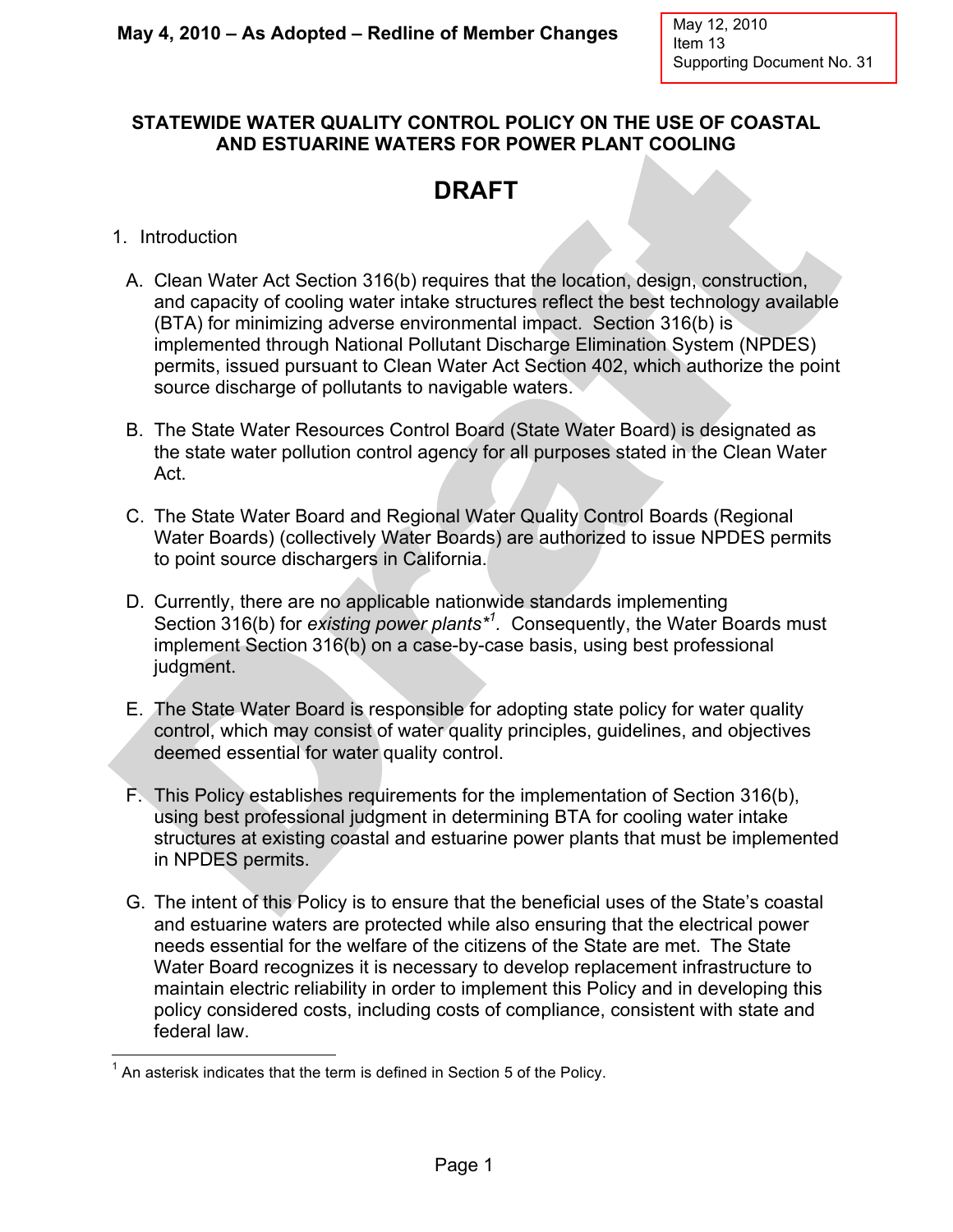May 4, 2010 – As Adopted – Redline of Member Changes

May 12, 2010
Item 13
Supporting Document No. 31

## STATEWIDE WATER QUALITY CONTROL POLICY ON THE USE OF COASTAL AND ESTUARINE WATERS FOR POWER PLANT COOLING

# DRAFT

1. Introduction

   A. Clean Water Act Section 316(b) requires that the location, design, construction, and capacity of cooling water intake structures reflect the best technology available (BTA) for minimizing adverse environmental impact. Section 316(b) is implemented through National Pollutant Discharge Elimination System (NPDES) permits, issued pursuant to Clean Water Act Section 402, which authorize the point source discharge of pollutants to navigable waters.

   B. The State Water Resources Control Board (State Water Board) is designated as the state water pollution control agency for all purposes stated in the Clean Water Act.

   C. The State Water Board and Regional Water Quality Control Boards (Regional Water Boards) (collectively Water Boards) are authorized to issue NPDES permits to point source dischargers in California.

   D. Currently, there are no applicable nationwide standards implementing Section 316(b) for *existing power plants*\*[1]. Consequently, the Water Boards must implement Section 316(b) on a case-by-case basis, using best professional judgment.

   E. The State Water Board is responsible for adopting state policy for water quality control, which may consist of water quality principles, guidelines, and objectives deemed essential for water quality control.

   F. This Policy establishes requirements for the implementation of Section 316(b), using best professional judgment in determining BTA for cooling water intake structures at existing coastal and estuarine power plants that must be implemented in NPDES permits.

   G. The intent of this Policy is to ensure that the beneficial uses of the State's coastal and estuarine waters are protected while also ensuring that the electrical power needs essential for the welfare of the citizens of the State are met. The State Water Board recognizes it is necessary to develop replacement infrastructure to maintain electric reliability in order to implement this Policy and in developing this policy considered costs, including costs of compliance, consistent with state and federal law.

[1] An asterisk indicates that the term is defined in Section 5 of the Policy.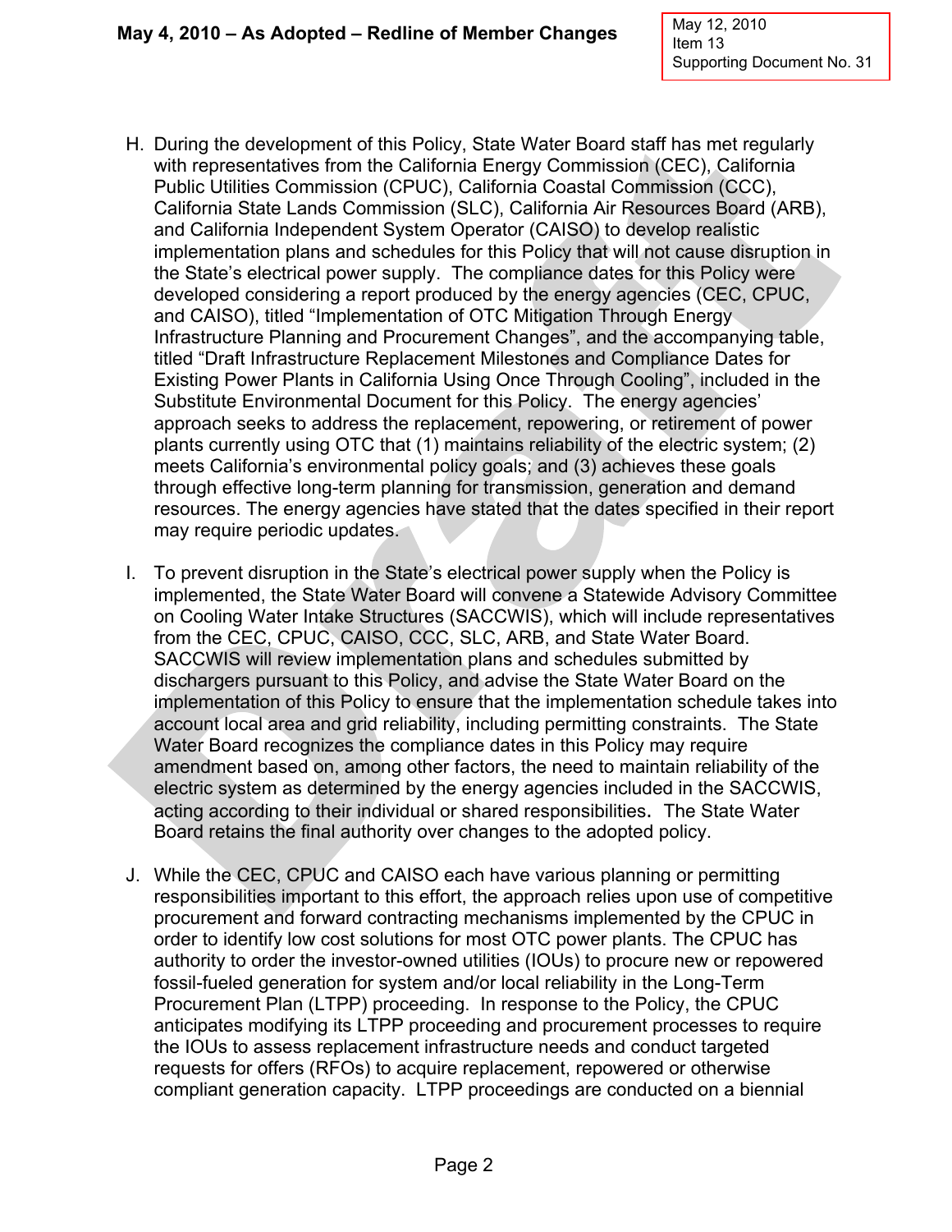H. During the development of this Policy, State Water Board staff has met regularly with representatives from the California Energy Commission (CEC), California Public Utilities Commission (CPUC), California Coastal Commission (CCC), California State Lands Commission (SLC), California Air Resources Board (ARB), and California Independent System Operator (CAISO) to develop realistic implementation plans and schedules for this Policy that will not cause disruption in the State's electrical power supply. The compliance dates for this Policy were developed considering a report produced by the energy agencies (CEC, CPUC, and CAISO), titled "Implementation of OTC Mitigation Through Energy Infrastructure Planning and Procurement Changes", and the accompanying table, titled "Draft Infrastructure Replacement Milestones and Compliance Dates for Existing Power Plants in California Using Once Through Cooling", included in the Substitute Environmental Document for this Policy. The energy agencies' approach seeks to address the replacement, repowering, or retirement of power plants currently using OTC that (1) maintains reliability of the electric system; (2) meets California's environmental policy goals; and (3) achieves these goals through effective long-term planning for transmission, generation and demand resources. The energy agencies have stated that the dates specified in their report may require periodic updates.

I. To prevent disruption in the State's electrical power supply when the Policy is implemented, the State Water Board will convene a Statewide Advisory Committee on Cooling Water Intake Structures (SACCWIS), which will include representatives from the CEC, CPUC, CAISO, CCC, SLC, ARB, and State Water Board. SACCWIS will review implementation plans and schedules submitted by dischargers pursuant to this Policy, and advise the State Water Board on the implementation of this Policy to ensure that the implementation schedule takes into account local area and grid reliability, including permitting constraints. The State Water Board recognizes the compliance dates in this Policy may require amendment based on, among other factors, the need to maintain reliability of the electric system as determined by the energy agencies included in the SACCWIS, acting according to their individual or shared responsibilities. The State Water Board retains the final authority over changes to the adopted policy.

J. While the CEC, CPUC and CAISO each have various planning or permitting responsibilities important to this effort, the approach relies upon use of competitive procurement and forward contracting mechanisms implemented by the CPUC in order to identify low cost solutions for most OTC power plants. The CPUC has authority to order the investor-owned utilities (IOUs) to procure new or repowered fossil-fueled generation for system and/or local reliability in the Long-Term Procurement Plan (LTPP) proceeding. In response to the Policy, the CPUC anticipates modifying its LTPP proceeding and procurement processes to require the IOUs to assess replacement infrastructure needs and conduct targeted requests for offers (RFOs) to acquire replacement, repowered or otherwise compliant generation capacity. LTPP proceedings are conducted on a biennial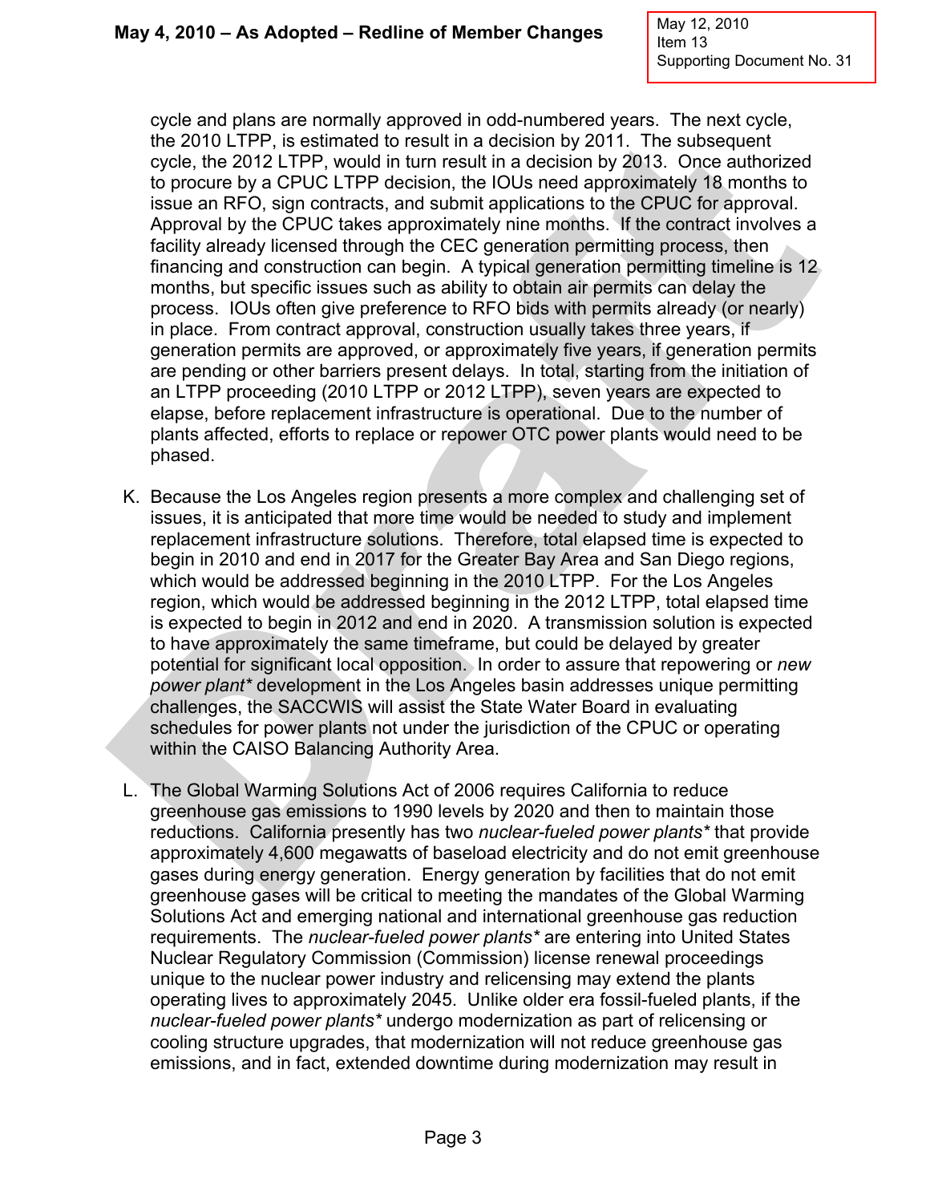cycle and plans are normally approved in odd-numbered years. The next cycle, the 2010 LTPP, is estimated to result in a decision by 2011. The subsequent cycle, the 2012 LTPP, would in turn result in a decision by 2013. Once authorized to procure by a CPUC LTPP decision, the IOUs need approximately 18 months to issue an RFO, sign contracts, and submit applications to the CPUC for approval. Approval by the CPUC takes approximately nine months. If the contract involves a facility already licensed through the CEC generation permitting process, then financing and construction can begin. A typical generation permitting timeline is 12 months, but specific issues such as ability to obtain air permits can delay the process. IOUs often give preference to RFO bids with permits already (or nearly) in place. From contract approval, construction usually takes three years, if generation permits are approved, or approximately five years, if generation permits are pending or other barriers present delays. In total, starting from the initiation of an LTPP proceeding (2010 LTPP or 2012 LTPP), seven years are expected to elapse, before replacement infrastructure is operational. Due to the number of plants affected, efforts to replace or repower OTC power plants would need to be phased.

K. Because the Los Angeles region presents a more complex and challenging set of issues, it is anticipated that more time would be needed to study and implement replacement infrastructure solutions. Therefore, total elapsed time is expected to begin in 2010 and end in 2017 for the Greater Bay Area and San Diego regions, which would be addressed beginning in the 2010 LTPP. For the Los Angeles region, which would be addressed beginning in the 2012 LTPP, total elapsed time is expected to begin in 2012 and end in 2020. A transmission solution is expected to have approximately the same timeframe, but could be delayed by greater potential for significant local opposition. In order to assure that repowering or *new power plant\** development in the Los Angeles basin addresses unique permitting challenges, the SACCWIS will assist the State Water Board in evaluating schedules for power plants not under the jurisdiction of the CPUC or operating within the CAISO Balancing Authority Area.

L. The Global Warming Solutions Act of 2006 requires California to reduce greenhouse gas emissions to 1990 levels by 2020 and then to maintain those reductions. California presently has two *nuclear-fueled power plants\** that provide approximately 4,600 megawatts of baseload electricity and do not emit greenhouse gases during energy generation. Energy generation by facilities that do not emit greenhouse gases will be critical to meeting the mandates of the Global Warming Solutions Act and emerging national and international greenhouse gas reduction requirements. The *nuclear-fueled power plants\** are entering into United States Nuclear Regulatory Commission (Commission) license renewal proceedings unique to the nuclear power industry and relicensing may extend the plants operating lives to approximately 2045. Unlike older era fossil-fueled plants, if the *nuclear-fueled power plants\** undergo modernization as part of relicensing or cooling structure upgrades, that modernization will not reduce greenhouse gas emissions, and in fact, extended downtime during modernization may result in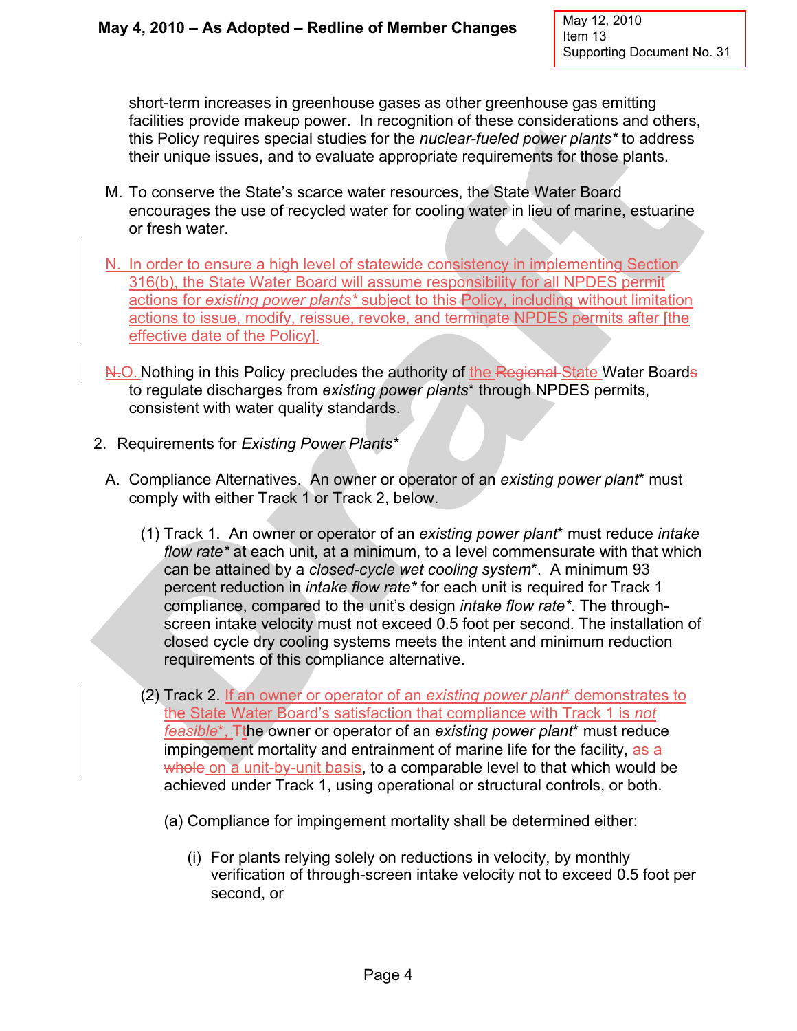short-term increases in greenhouse gases as other greenhouse gas emitting facilities provide makeup power. In recognition of these considerations and others, this Policy requires special studies for the *nuclear-fueled power plants** to address their unique issues, and to evaluate appropriate requirements for those plants.

M. To conserve the State's scarce water resources, the State Water Board encourages the use of recycled water for cooling water in lieu of marine, estuarine or fresh water.

N. In order to ensure a high level of statewide consistency in implementing Section 316(b), the State Water Board will assume responsibility for all NPDES permit actions for *existing power plants** subject to this Policy, including without limitation actions to issue, modify, reissue, revoke, and terminate NPDES permits after [the effective date of the Policy].

~~N.~~ O. Nothing in this Policy precludes the authority of the ~~Regional~~ State Water Board~~s~~ to regulate discharges from *existing power plants** through NPDES permits, consistent with water quality standards.

2. Requirements for *Existing Power Plants**

A. Compliance Alternatives. An owner or operator of an *existing power plant** must comply with either Track 1 or Track 2, below.

(1) Track 1. An owner or operator of an *existing power plant** must reduce *intake flow rate** at each unit, at a minimum, to a level commensurate with that which can be attained by a *closed-cycle wet cooling system**. A minimum 93 percent reduction in *intake flow rate** for each unit is required for Track 1 compliance, compared to the unit's design *intake flow rate**. The through-screen intake velocity must not exceed 0.5 foot per second. The installation of closed cycle dry cooling systems meets the intent and minimum reduction requirements of this compliance alternative.

(2) Track 2. If an owner or operator of an *existing power plant** demonstrates to the State Water Board's satisfaction that compliance with Track 1 is *not feasible**, ~~T~~the owner or operator of an *existing power plant** must reduce impingement mortality and entrainment of marine life for the facility, ~~as a whole~~ on a unit-by-unit basis, to a comparable level to that which would be achieved under Track 1, using operational or structural controls, or both.

(a) Compliance for impingement mortality shall be determined either:

(i) For plants relying solely on reductions in velocity, by monthly verification of through-screen intake velocity not to exceed 0.5 foot per second, or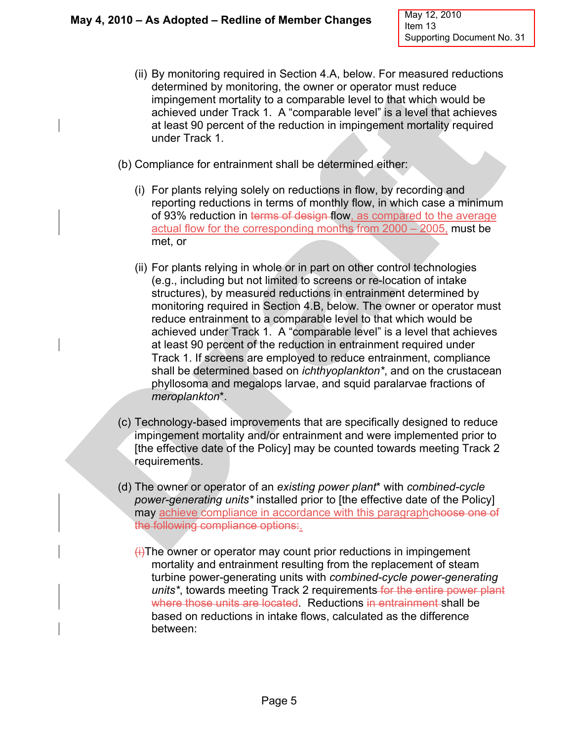(ii) By monitoring required in Section 4.A, below. For measured reductions determined by monitoring, the owner or operator must reduce impingement mortality to a comparable level to that which would be achieved under Track 1. A "comparable level" is a level that achieves at least 90 percent of the reduction in impingement mortality required under Track 1.

(b) Compliance for entrainment shall be determined either:

(i) For plants relying solely on reductions in flow, by recording and reporting reductions in terms of monthly flow, in which case a minimum of 93% reduction in ~~terms of design~~ flow<u>, as compared to the average actual flow for the corresponding months from 2000 – 2005,</u> must be met, or

(ii) For plants relying in whole or in part on other control technologies (e.g., including but not limited to screens or re-location of intake structures), by measured reductions in entrainment determined by monitoring required in Section 4.B, below. The owner or operator must reduce entrainment to a comparable level to that which would be achieved under Track 1. A "comparable level" is a level that achieves at least 90 percent of the reduction in entrainment required under Track 1. If screens are employed to reduce entrainment, compliance shall be determined based on *ichthyoplankton\**, and on the crustacean phyllosoma and megalops larvae, and squid paralarvae fractions of *meroplankton\**.

(c) Technology-based improvements that are specifically designed to reduce impingement mortality and/or entrainment and were implemented prior to [the effective date of the Policy] may be counted towards meeting Track 2 requirements.

(d) The owner or operator of an *existing power plant*\* with *combined-cycle power-generating units\** installed prior to [the effective date of the Policy] may <u>achieve compliance in accordance with this paragraph</u>~~choose one of the following compliance options:~~<u>.</u>

~~(i)~~The owner or operator may count prior reductions in impingement mortality and entrainment resulting from the replacement of steam turbine power-generating units with *combined-cycle power-generating units\**, towards meeting Track 2 requirements~~ for the entire power plant where those units are located~~. Reductions ~~in entrainment~~ shall be based on reductions in intake flows, calculated as the difference between: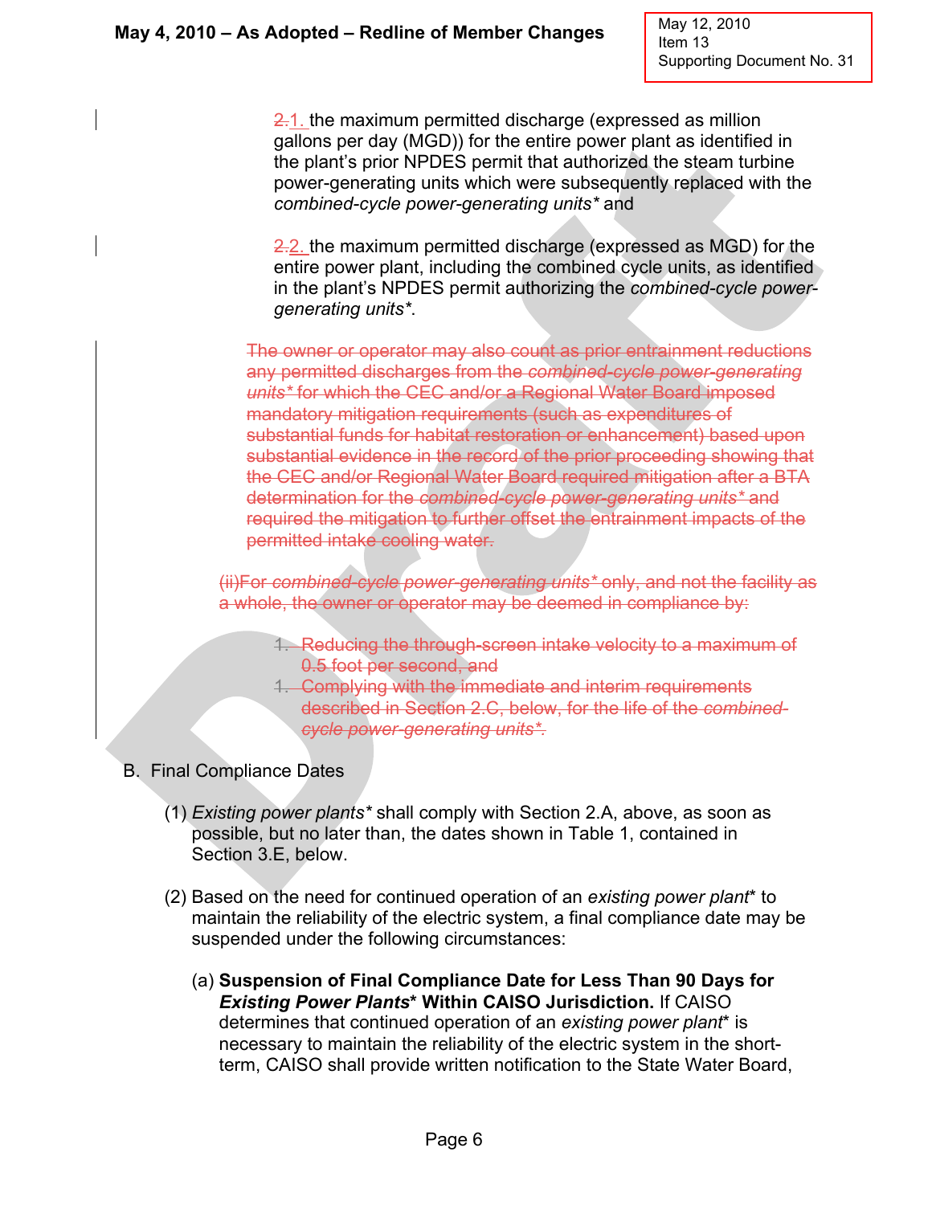~~2.~~1. the maximum permitted discharge (expressed as million gallons per day (MGD)) for the entire power plant as identified in the plant's prior NPDES permit that authorized the steam turbine power-generating units which were subsequently replaced with the *combined-cycle power-generating units** and

~~2.~~2. the maximum permitted discharge (expressed as MGD) for the entire power plant, including the combined cycle units, as identified in the plant's NPDES permit authorizing the *combined-cycle power-generating units**.

~~The owner or operator may also count as prior entrainment reductions any permitted discharges from the *combined-cycle power-generating units** for which the CEC and/or a Regional Water Board imposed mandatory mitigation requirements (such as expenditures of substantial funds for habitat restoration or enhancement) based upon substantial evidence in the record of the prior proceeding showing that the CEC and/or Regional Water Board required mitigation after a BTA determination for the *combined-cycle power-generating units** and required the mitigation to further offset the entrainment impacts of the permitted intake cooling water.~~

~~(ii)For *combined-cycle power-generating units** only, and not the facility as a whole, the owner or operator may be deemed in compliance by:~~

~~1. Reducing the through-screen intake velocity to a maximum of 0.5 foot per second, and~~
~~1. Complying with the immediate and interim requirements described in Section 2.C, below, for the life of the *combined-cycle power-generating units**.~~

B. Final Compliance Dates

(1) *Existing power plants** shall comply with Section 2.A, above, as soon as possible, but no later than, the dates shown in Table 1, contained in Section 3.E, below.

(2) Based on the need for continued operation of an *existing power plant** to maintain the reliability of the electric system, a final compliance date may be suspended under the following circumstances:

(a) **Suspension of Final Compliance Date for Less Than 90 Days for *Existing Power Plants** Within CAISO Jurisdiction.** If CAISO determines that continued operation of an *existing power plant** is necessary to maintain the reliability of the electric system in the short-term, CAISO shall provide written notification to the State Water Board,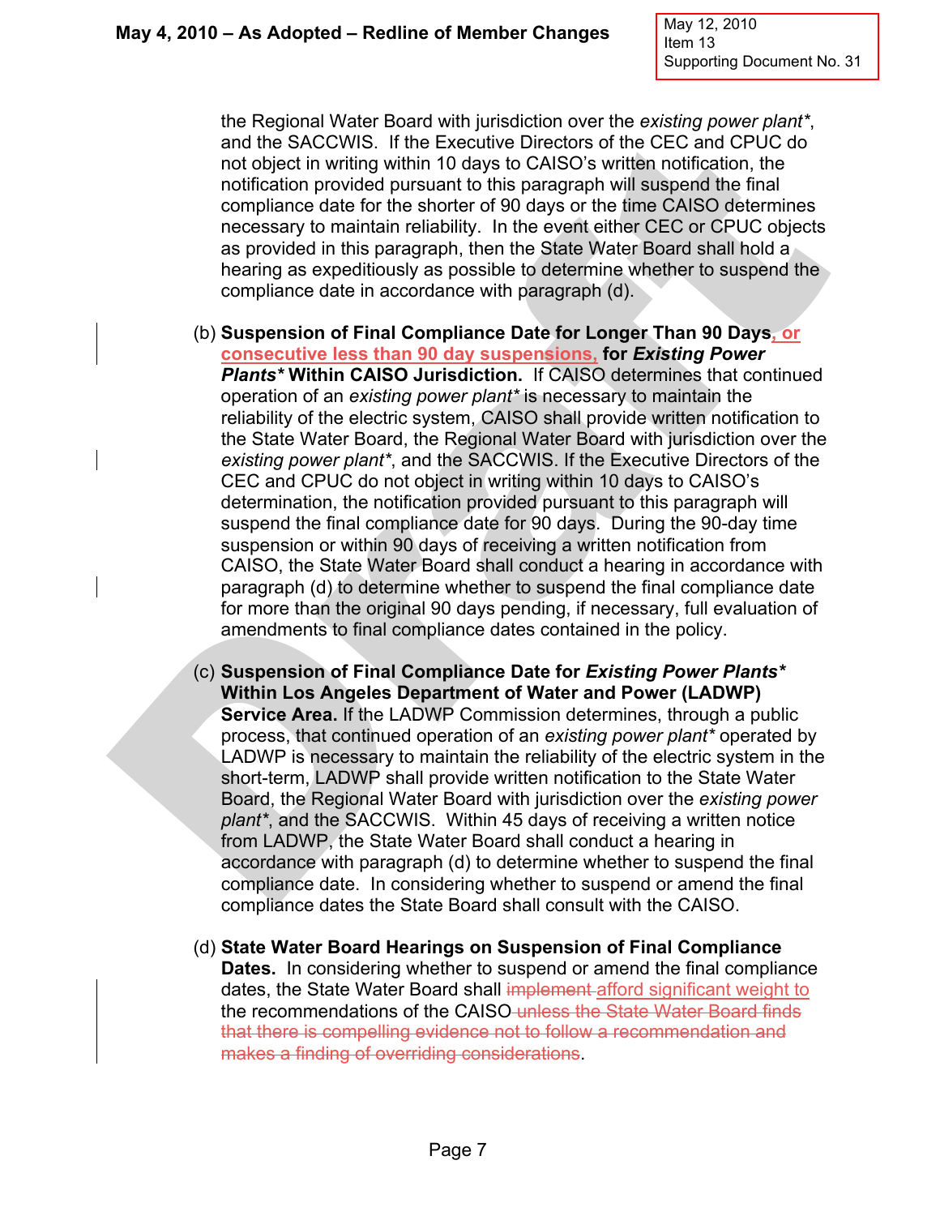the Regional Water Board with jurisdiction over the *existing power plant**, and the SACCWIS. If the Executive Directors of the CEC and CPUC do not object in writing within 10 days to CAISO's written notification, the notification provided pursuant to this paragraph will suspend the final compliance date for the shorter of 90 days or the time CAISO determines necessary to maintain reliability. In the event either CEC or CPUC objects as provided in this paragraph, then the State Water Board shall hold a hearing as expeditiously as possible to determine whether to suspend the compliance date in accordance with paragraph (d).

(b) **Suspension of Final Compliance Date for Longer Than 90 Days, or consecutive less than 90 day suspensions, for *Existing Power Plants** Within CAISO Jurisdiction.** If CAISO determines that continued operation of an *existing power plant** is necessary to maintain the reliability of the electric system, CAISO shall provide written notification to the State Water Board, the Regional Water Board with jurisdiction over the *existing power plant**, and the SACCWIS. If the Executive Directors of the CEC and CPUC do not object in writing within 10 days to CAISO's determination, the notification provided pursuant to this paragraph will suspend the final compliance date for 90 days. During the 90-day time suspension or within 90 days of receiving a written notification from CAISO, the State Water Board shall conduct a hearing in accordance with paragraph (d) to determine whether to suspend the final compliance date for more than the original 90 days pending, if necessary, full evaluation of amendments to final compliance dates contained in the policy.

(c) **Suspension of Final Compliance Date for *Existing Power Plants** Within Los Angeles Department of Water and Power (LADWP) Service Area.** If the LADWP Commission determines, through a public process, that continued operation of an *existing power plant** operated by LADWP is necessary to maintain the reliability of the electric system in the short-term, LADWP shall provide written notification to the State Water Board, the Regional Water Board with jurisdiction over the *existing power plant**, and the SACCWIS. Within 45 days of receiving a written notice from LADWP, the State Water Board shall conduct a hearing in accordance with paragraph (d) to determine whether to suspend the final compliance date. In considering whether to suspend or amend the final compliance dates the State Board shall consult with the CAISO.

(d) **State Water Board Hearings on Suspension of Final Compliance Dates.** In considering whether to suspend or amend the final compliance dates, the State Water Board shall ~~implement~~ afford significant weight to the recommendations of the CAISO ~~unless the State Water Board finds that there is compelling evidence not to follow a recommendation and makes a finding of overriding considerations~~.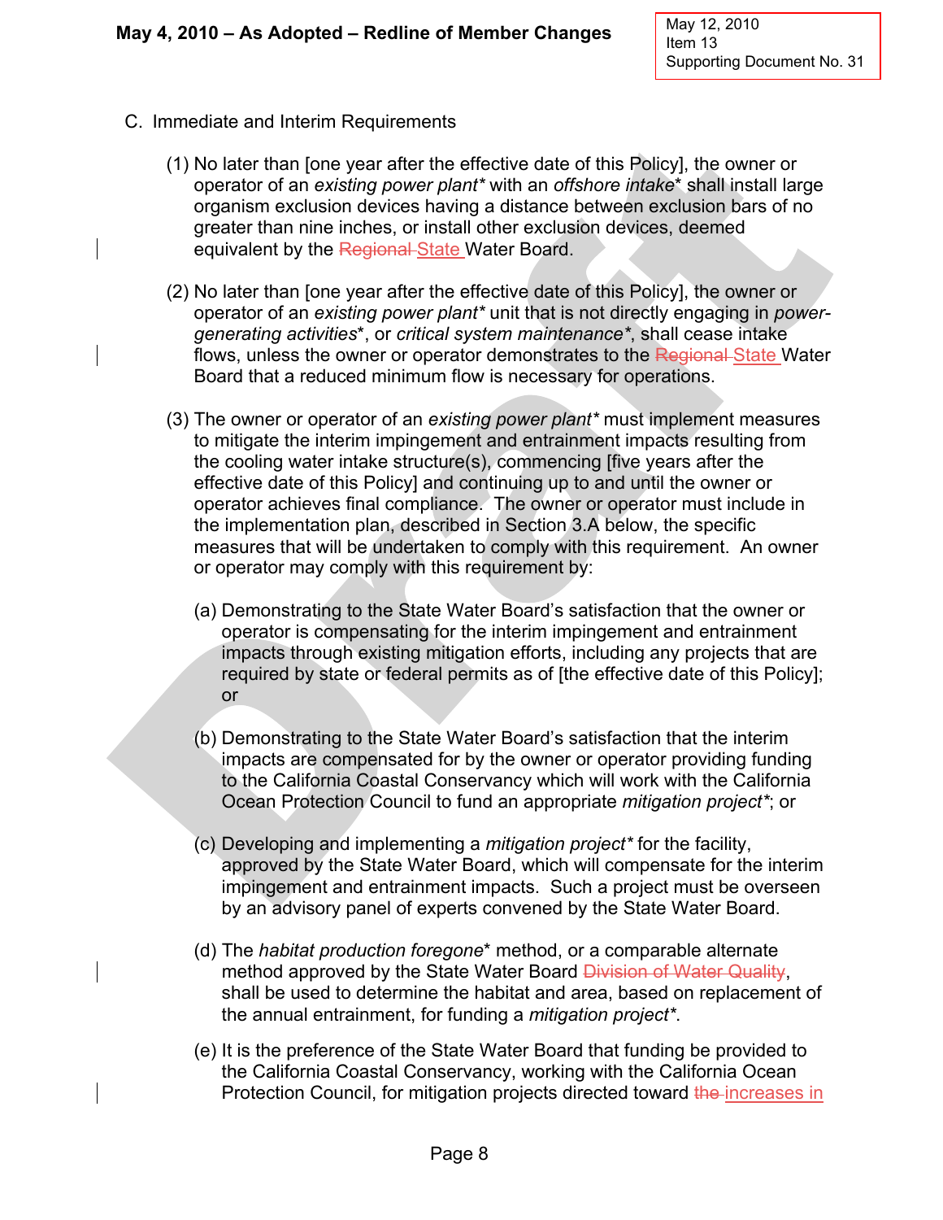C. Immediate and Interim Requirements

(1) No later than [one year after the effective date of this Policy], the owner or operator of an *existing power plant** with an *offshore intake** shall install large organism exclusion devices having a distance between exclusion bars of no greater than nine inches, or install other exclusion devices, deemed equivalent by the ~~Regional~~ State Water Board.

(2) No later than [one year after the effective date of this Policy], the owner or operator of an *existing power plant** unit that is not directly engaging in *power-generating activities**, or *critical system maintenance**, shall cease intake flows, unless the owner or operator demonstrates to the ~~Regional~~ State Water Board that a reduced minimum flow is necessary for operations.

(3) The owner or operator of an *existing power plant** must implement measures to mitigate the interim impingement and entrainment impacts resulting from the cooling water intake structure(s), commencing [five years after the effective date of this Policy] and continuing up to and until the owner or operator achieves final compliance. The owner or operator must include in the implementation plan, described in Section 3.A below, the specific measures that will be undertaken to comply with this requirement. An owner or operator may comply with this requirement by:

(a) Demonstrating to the State Water Board's satisfaction that the owner or operator is compensating for the interim impingement and entrainment impacts through existing mitigation efforts, including any projects that are required by state or federal permits as of [the effective date of this Policy]; or

(b) Demonstrating to the State Water Board's satisfaction that the interim impacts are compensated for by the owner or operator providing funding to the California Coastal Conservancy which will work with the California Ocean Protection Council to fund an appropriate *mitigation project**; or

(c) Developing and implementing a *mitigation project** for the facility, approved by the State Water Board, which will compensate for the interim impingement and entrainment impacts. Such a project must be overseen by an advisory panel of experts convened by the State Water Board.

(d) The *habitat production foregone** method, or a comparable alternate method approved by the State Water Board ~~Division of Water Quality~~, shall be used to determine the habitat and area, based on replacement of the annual entrainment, for funding a *mitigation project**.

(e) It is the preference of the State Water Board that funding be provided to the California Coastal Conservancy, working with the California Ocean Protection Council, for mitigation projects directed toward ~~the~~ increases in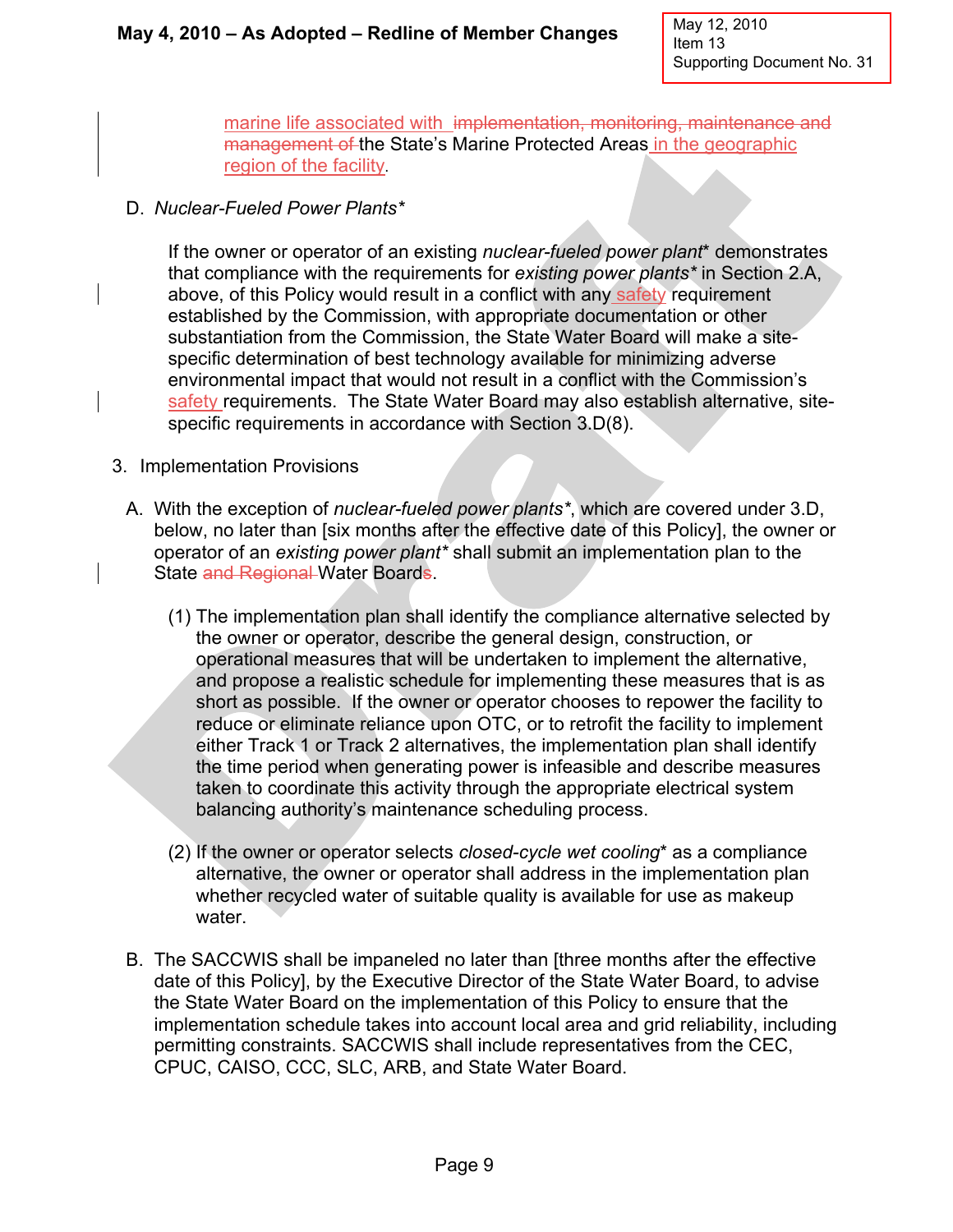marine life associated with ~~implementation, monitoring, maintenance and management of~~ the State's Marine Protected Areas in the geographic region of the facility.

D. *Nuclear-Fueled Power Plants**

If the owner or operator of an existing *nuclear-fueled power plant** demonstrates that compliance with the requirements for *existing power plants** in Section 2.A, above, of this Policy would result in a conflict with any safety requirement established by the Commission, with appropriate documentation or other substantiation from the Commission, the State Water Board will make a site-specific determination of best technology available for minimizing adverse environmental impact that would not result in a conflict with the Commission's safety requirements. The State Water Board may also establish alternative, site-specific requirements in accordance with Section 3.D(8).

3. Implementation Provisions

A. With the exception of *nuclear-fueled power plants**, which are covered under 3.D, below, no later than [six months after the effective date of this Policy], the owner or operator of an *existing power plant** shall submit an implementation plan to the State ~~and Regional~~ Water Board~~s~~.

(1) The implementation plan shall identify the compliance alternative selected by the owner or operator, describe the general design, construction, or operational measures that will be undertaken to implement the alternative, and propose a realistic schedule for implementing these measures that is as short as possible. If the owner or operator chooses to repower the facility to reduce or eliminate reliance upon OTC, or to retrofit the facility to implement either Track 1 or Track 2 alternatives, the implementation plan shall identify the time period when generating power is infeasible and describe measures taken to coordinate this activity through the appropriate electrical system balancing authority's maintenance scheduling process.

(2) If the owner or operator selects *closed-cycle wet cooling** as a compliance alternative, the owner or operator shall address in the implementation plan whether recycled water of suitable quality is available for use as makeup water.

B. The SACCWIS shall be impaneled no later than [three months after the effective date of this Policy], by the Executive Director of the State Water Board, to advise the State Water Board on the implementation of this Policy to ensure that the implementation schedule takes into account local area and grid reliability, including permitting constraints. SACCWIS shall include representatives from the CEC, CPUC, CAISO, CCC, SLC, ARB, and State Water Board.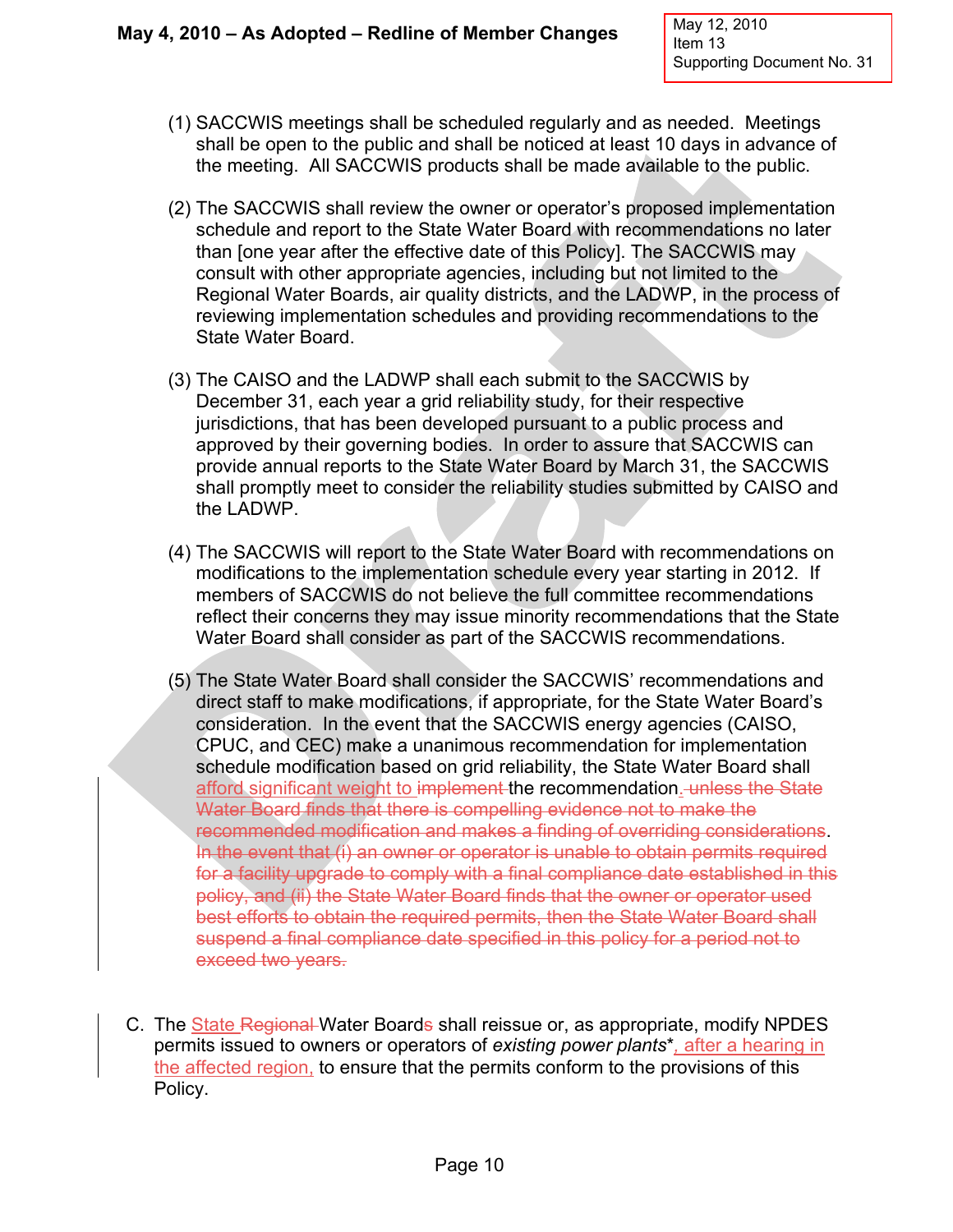(1) SACCWIS meetings shall be scheduled regularly and as needed. Meetings shall be open to the public and shall be noticed at least 10 days in advance of the meeting. All SACCWIS products shall be made available to the public.

(2) The SACCWIS shall review the owner or operator's proposed implementation schedule and report to the State Water Board with recommendations no later than [one year after the effective date of this Policy]. The SACCWIS may consult with other appropriate agencies, including but not limited to the Regional Water Boards, air quality districts, and the LADWP, in the process of reviewing implementation schedules and providing recommendations to the State Water Board.

(3) The CAISO and the LADWP shall each submit to the SACCWIS by December 31, each year a grid reliability study, for their respective jurisdictions, that has been developed pursuant to a public process and approved by their governing bodies. In order to assure that SACCWIS can provide annual reports to the State Water Board by March 31, the SACCWIS shall promptly meet to consider the reliability studies submitted by CAISO and the LADWP.

(4) The SACCWIS will report to the State Water Board with recommendations on modifications to the implementation schedule every year starting in 2012. If members of SACCWIS do not believe the full committee recommendations reflect their concerns they may issue minority recommendations that the State Water Board shall consider as part of the SACCWIS recommendations.

(5) The State Water Board shall consider the SACCWIS' recommendations and direct staff to make modifications, if appropriate, for the State Water Board's consideration. In the event that the SACCWIS energy agencies (CAISO, CPUC, and CEC) make a unanimous recommendation for implementation schedule modification based on grid reliability, the State Water Board shall <u>afford significant weight to</u> ~~implement~~ the recommendation<u>.</u> ~~unless the State Water Board finds that there is compelling evidence not to make the recommended modification and makes a finding of overriding considerations~~. ~~In the event that (i) an owner or operator is unable to obtain permits required for a facility upgrade to comply with a final compliance date established in this policy, and (ii) the State Water Board finds that the owner or operator used best efforts to obtain the required permits, then the State Water Board shall suspend a final compliance date specified in this policy for a period not to exceed two years.~~

C. The <u>State</u> ~~Regional~~ Water Board<u>s</u> shall reissue or, as appropriate, modify NPDES permits issued to owners or operators of *existing power plants**<u>, after a hearing in the affected region,</u> to ensure that the permits conform to the provisions of this Policy.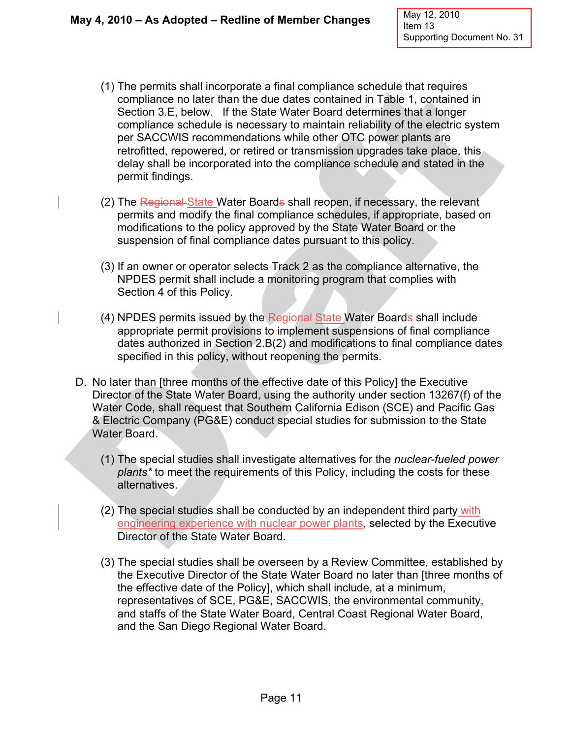(1) The permits shall incorporate a final compliance schedule that requires compliance no later than the due dates contained in Table 1, contained in Section 3.E, below. If the State Water Board determines that a longer compliance schedule is necessary to maintain reliability of the electric system per SACCWIS recommendations while other OTC power plants are retrofitted, repowered, or retired or transmission upgrades take place, this delay shall be incorporated into the compliance schedule and stated in the permit findings.

(2) The ~~Regional~~ State Water Board~~s~~ shall reopen, if necessary, the relevant permits and modify the final compliance schedules, if appropriate, based on modifications to the policy approved by the State Water Board or the suspension of final compliance dates pursuant to this policy.

(3) If an owner or operator selects Track 2 as the compliance alternative, the NPDES permit shall include a monitoring program that complies with Section 4 of this Policy.

(4) NPDES permits issued by the ~~Regional~~ State Water Board~~s~~ shall include appropriate permit provisions to implement suspensions of final compliance dates authorized in Section 2.B(2) and modifications to final compliance dates specified in this policy, without reopening the permits.

D. No later than [three months of the effective date of this Policy] the Executive Director of the State Water Board, using the authority under section 13267(f) of the Water Code, shall request that Southern California Edison (SCE) and Pacific Gas & Electric Company (PG&E) conduct special studies for submission to the State Water Board.

(1) The special studies shall investigate alternatives for the *nuclear-fueled power plants** to meet the requirements of this Policy, including the costs for these alternatives.

(2) The special studies shall be conducted by an independent third party with engineering experience with nuclear power plants, selected by the Executive Director of the State Water Board.

(3) The special studies shall be overseen by a Review Committee, established by the Executive Director of the State Water Board no later than [three months of the effective date of the Policy], which shall include, at a minimum, representatives of SCE, PG&E, SACCWIS, the environmental community, and staffs of the State Water Board, Central Coast Regional Water Board, and the San Diego Regional Water Board.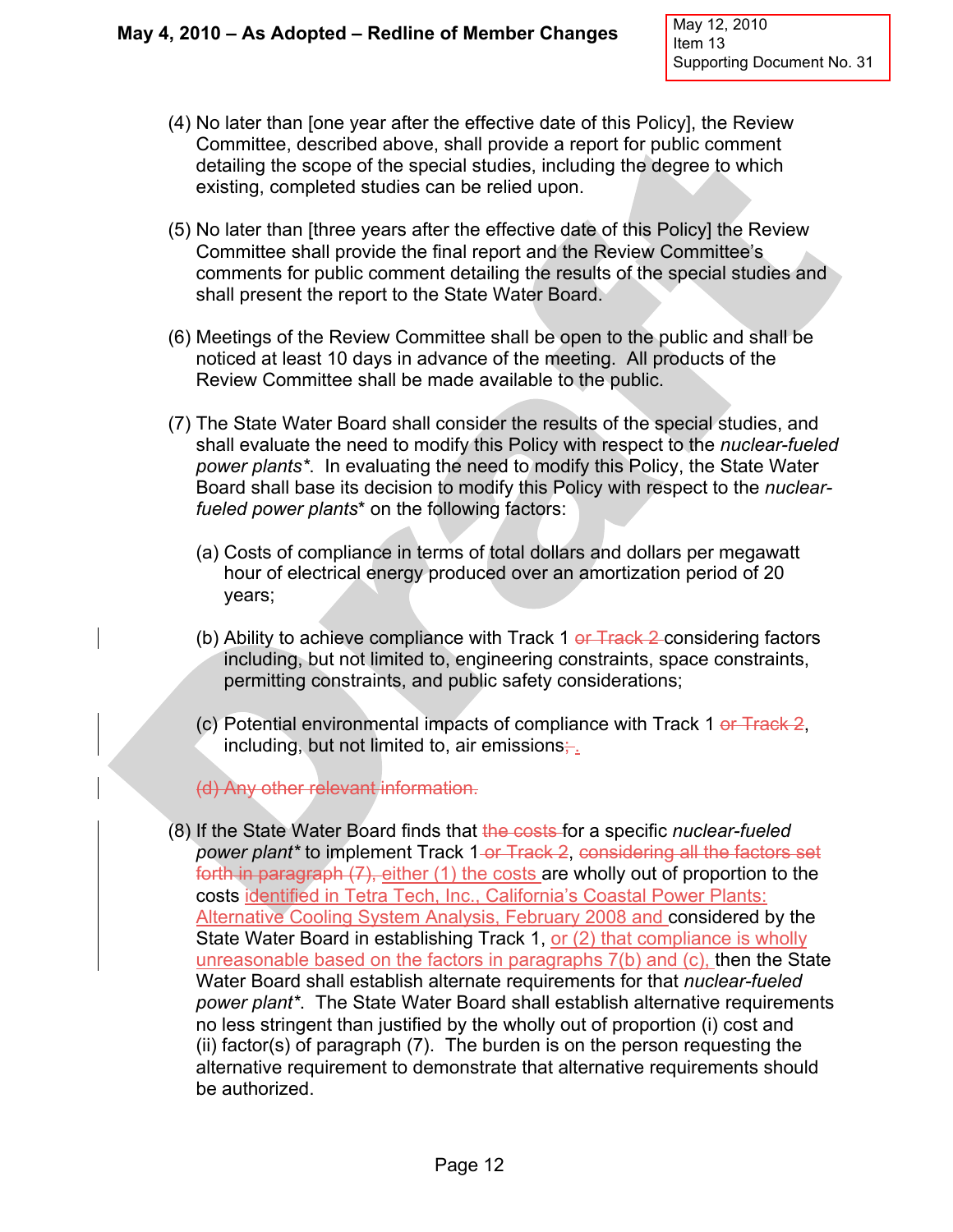(4) No later than [one year after the effective date of this Policy], the Review Committee, described above, shall provide a report for public comment detailing the scope of the special studies, including the degree to which existing, completed studies can be relied upon.

(5) No later than [three years after the effective date of this Policy] the Review Committee shall provide the final report and the Review Committee's comments for public comment detailing the results of the special studies and shall present the report to the State Water Board.

(6) Meetings of the Review Committee shall be open to the public and shall be noticed at least 10 days in advance of the meeting. All products of the Review Committee shall be made available to the public.

(7) The State Water Board shall consider the results of the special studies, and shall evaluate the need to modify this Policy with respect to the *nuclear-fueled power plants\**. In evaluating the need to modify this Policy, the State Water Board shall base its decision to modify this Policy with respect to the *nuclear-fueled power plants\** on the following factors:

   (a) Costs of compliance in terms of total dollars and dollars per megawatt hour of electrical energy produced over an amortization period of 20 years;

   (b) Ability to achieve compliance with Track 1 ~~or Track 2~~ considering factors including, but not limited to, engineering constraints, space constraints, permitting constraints, and public safety considerations;

   (c) Potential environmental impacts of compliance with Track 1 ~~or Track 2~~, including, but not limited to, air emissions~~;~~ .

   ~~(d) Any other relevant information.~~

(8) If the State Water Board finds that ~~the costs~~ for a specific *nuclear-fueled power plant\** to implement Track 1 ~~or Track 2~~, ~~considering all the factors set forth in paragraph (7),~~ either (1) the costs are wholly out of proportion to the costs identified in Tetra Tech, Inc., California's Coastal Power Plants: Alternative Cooling System Analysis, February 2008 and considered by the State Water Board in establishing Track 1, or (2) that compliance is wholly unreasonable based on the factors in paragraphs 7(b) and (c), then the State Water Board shall establish alternate requirements for that *nuclear-fueled power plant\**. The State Water Board shall establish alternative requirements no less stringent than justified by the wholly out of proportion (i) cost and (ii) factor(s) of paragraph (7). The burden is on the person requesting the alternative requirement to demonstrate that alternative requirements should be authorized.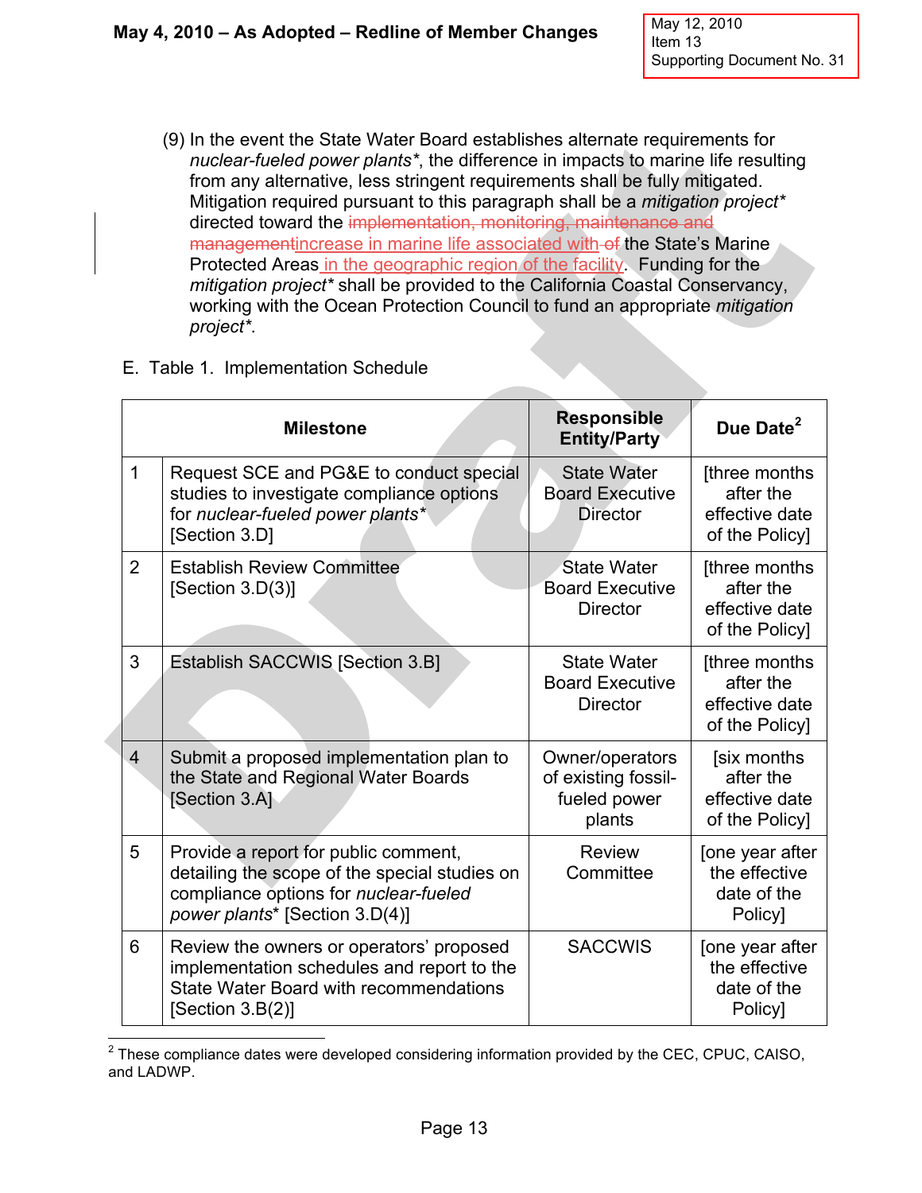(9) In the event the State Water Board establishes alternate requirements for *nuclear-fueled power plants**, the difference in impacts to marine life resulting from any alternative, less stringent requirements shall be fully mitigated. Mitigation required pursuant to this paragraph shall be a *mitigation project** directed toward the ~~implementation, monitoring, maintenance and management~~increase in marine life associated with ~~of~~ the State's Marine Protected Areas in the geographic region of the facility. Funding for the *mitigation project** shall be provided to the California Coastal Conservancy, working with the Ocean Protection Council to fund an appropriate *mitigation project**.

E. Table 1. Implementation Schedule

| | Milestone | Responsible Entity/Party | Due Date[2] |
|---|---|---|---|
| 1 | Request SCE and PG&E to conduct special studies to investigate compliance options for *nuclear-fueled power plants** [Section 3.D] | State Water Board Executive Director | [three months after the effective date of the Policy] |
| 2 | Establish Review Committee [Section 3.D(3)] | State Water Board Executive Director | [three months after the effective date of the Policy] |
| 3 | Establish SACCWIS [Section 3.B] | State Water Board Executive Director | [three months after the effective date of the Policy] |
| 4 | Submit a proposed implementation plan to the State and Regional Water Boards [Section 3.A] | Owner/operators of existing fossil-fueled power plants | [six months after the effective date of the Policy] |
| 5 | Provide a report for public comment, detailing the scope of the special studies on compliance options for *nuclear-fueled power plants** [Section 3.D(4)] | Review Committee | [one year after the effective date of the Policy] |
| 6 | Review the owners or operators' proposed implementation schedules and report to the State Water Board with recommendations [Section 3.B(2)] | SACCWIS | [one year after the effective date of the Policy] |

[2] These compliance dates were developed considering information provided by the CEC, CPUC, CAISO, and LADWP.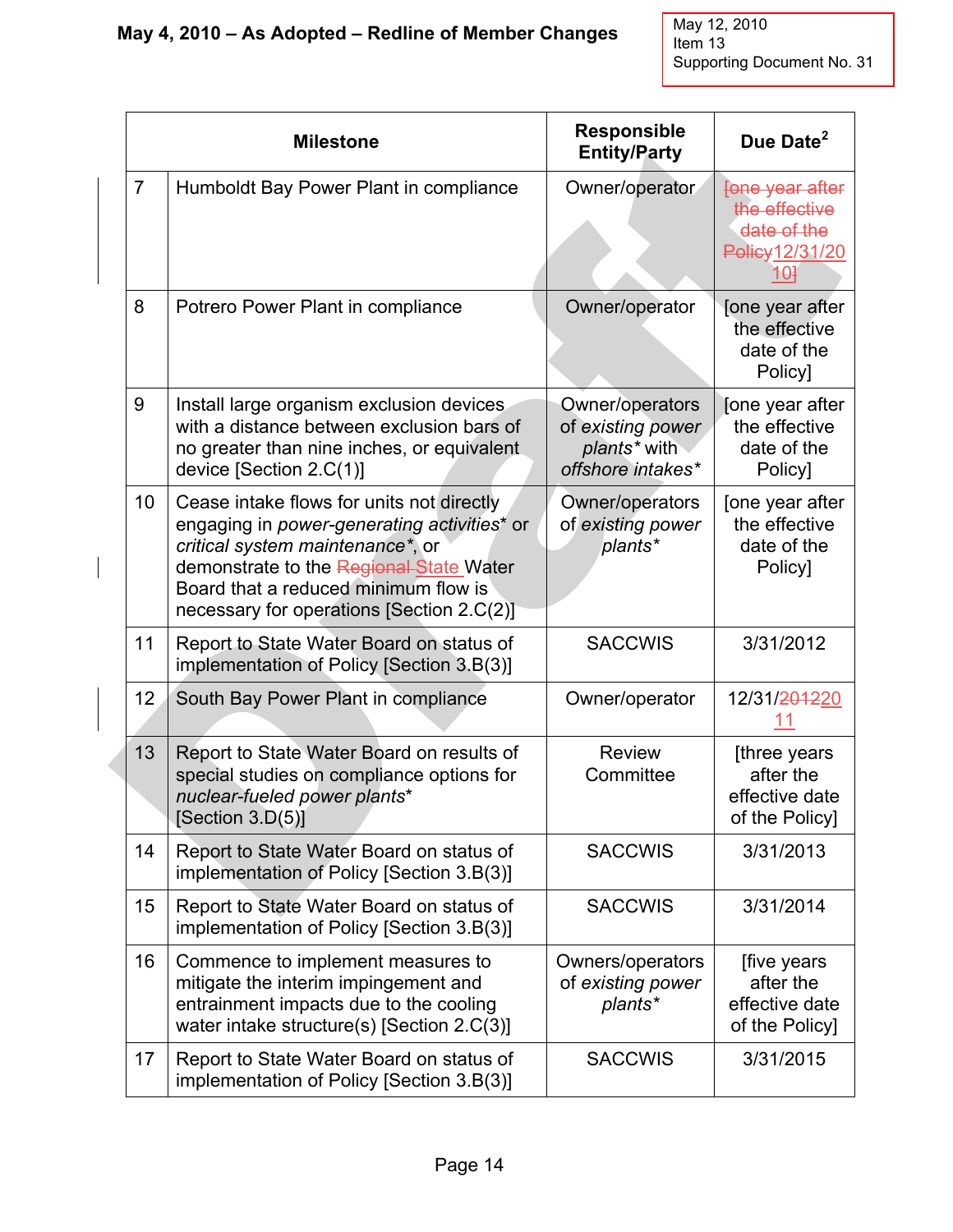**May 4, 2010 – As Adopted – Redline of Member Changes**

May 12, 2010
Item 13
Supporting Document No. 31

| | Milestone | Responsible Entity/Party | Due Date[2] |
|---|---|---|---|
| 7 | Humboldt Bay Power Plant in compliance | Owner/operator | ~~[one year after the effective date of the Policy~~12/31/2010~~]~~ |
| 8 | Potrero Power Plant in compliance | Owner/operator | [one year after the effective date of the Policy] |
| 9 | Install large organism exclusion devices with a distance between exclusion bars of no greater than nine inches, or equivalent device [Section 2.C(1)] | Owner/operators of *existing power plants** with *offshore intakes** | [one year after the effective date of the Policy] |
| 10 | Cease intake flows for units not directly engaging in *power-generating activities** or *critical system maintenance**, or demonstrate to the ~~Regional~~ State Water Board that a reduced minimum flow is necessary for operations [Section 2.C(2)] | Owner/operators of *existing power plants** | [one year after the effective date of the Policy] |
| 11 | Report to State Water Board on status of implementation of Policy [Section 3.B(3)] | SACCWIS | 3/31/2012 |
| 12 | South Bay Power Plant in compliance | Owner/operator | 12/31/~~2012~~2011 |
| 13 | Report to State Water Board on results of special studies on compliance options for *nuclear-fueled power plants** [Section 3.D(5)] | Review Committee | [three years after the effective date of the Policy] |
| 14 | Report to State Water Board on status of implementation of Policy [Section 3.B(3)] | SACCWIS | 3/31/2013 |
| 15 | Report to State Water Board on status of implementation of Policy [Section 3.B(3)] | SACCWIS | 3/31/2014 |
| 16 | Commence to implement measures to mitigate the interim impingement and entrainment impacts due to the cooling water intake structure(s) [Section 2.C(3)] | Owners/operators of *existing power plants** | [five years after the effective date of the Policy] |
| 17 | Report to State Water Board on status of implementation of Policy [Section 3.B(3)] | SACCWIS | 3/31/2015 |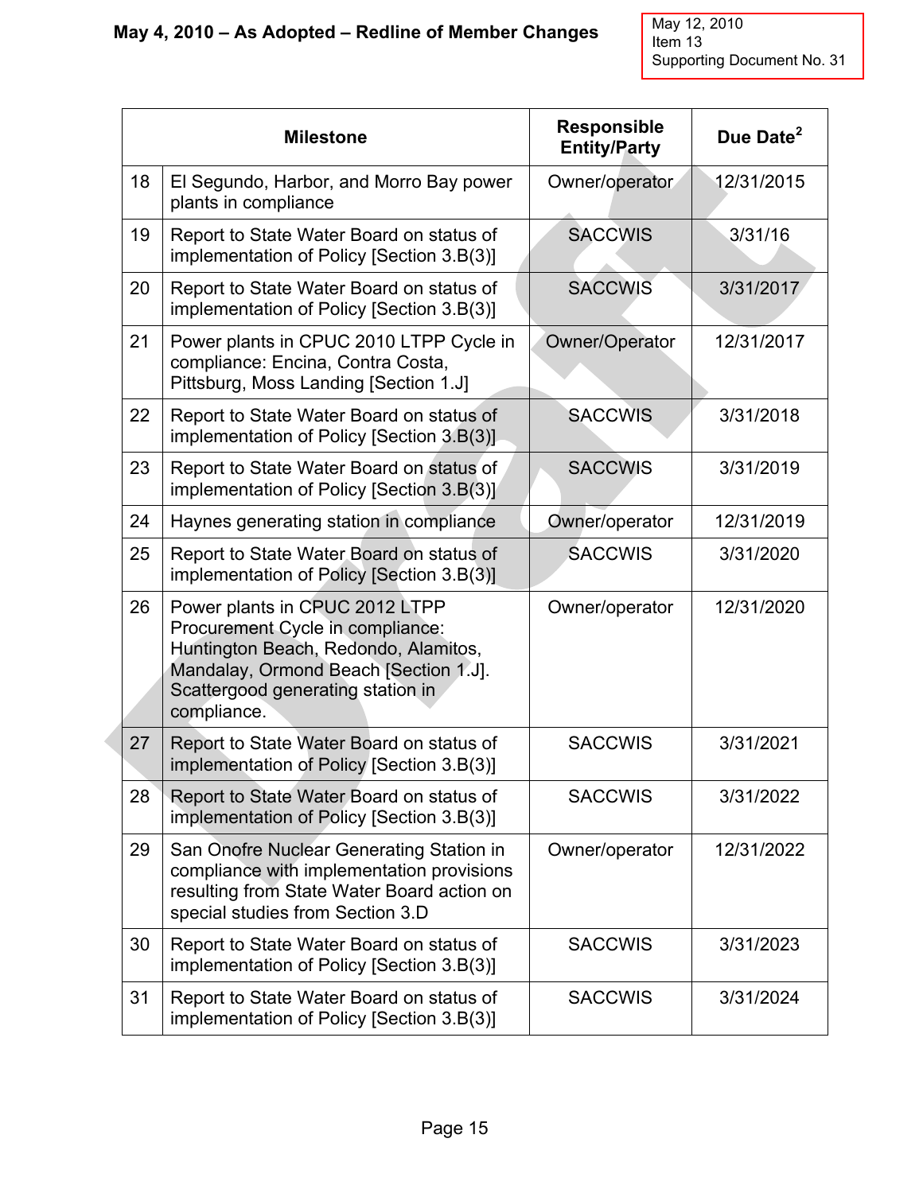| | Milestone | Responsible Entity/Party | Due Date[2] |
|---|---|---|---|
| 18 | El Segundo, Harbor, and Morro Bay power plants in compliance | Owner/operator | 12/31/2015 |
| 19 | Report to State Water Board on status of implementation of Policy [Section 3.B(3)] | SACCWIS | 3/31/16 |
| 20 | Report to State Water Board on status of implementation of Policy [Section 3.B(3)] | SACCWIS | 3/31/2017 |
| 21 | Power plants in CPUC 2010 LTPP Cycle in compliance: Encina, Contra Costa, Pittsburg, Moss Landing [Section 1.J] | Owner/Operator | 12/31/2017 |
| 22 | Report to State Water Board on status of implementation of Policy [Section 3.B(3)] | SACCWIS | 3/31/2018 |
| 23 | Report to State Water Board on status of implementation of Policy [Section 3.B(3)] | SACCWIS | 3/31/2019 |
| 24 | Haynes generating station in compliance | Owner/operator | 12/31/2019 |
| 25 | Report to State Water Board on status of implementation of Policy [Section 3.B(3)] | SACCWIS | 3/31/2020 |
| 26 | Power plants in CPUC 2012 LTPP Procurement Cycle in compliance: Huntington Beach, Redondo, Alamitos, Mandalay, Ormond Beach [Section 1.J]. Scattergood generating station in compliance. | Owner/operator | 12/31/2020 |
| 27 | Report to State Water Board on status of implementation of Policy [Section 3.B(3)] | SACCWIS | 3/31/2021 |
| 28 | Report to State Water Board on status of implementation of Policy [Section 3.B(3)] | SACCWIS | 3/31/2022 |
| 29 | San Onofre Nuclear Generating Station in compliance with implementation provisions resulting from State Water Board action on special studies from Section 3.D | Owner/operator | 12/31/2022 |
| 30 | Report to State Water Board on status of implementation of Policy [Section 3.B(3)] | SACCWIS | 3/31/2023 |
| 31 | Report to State Water Board on status of implementation of Policy [Section 3.B(3)] | SACCWIS | 3/31/2024 |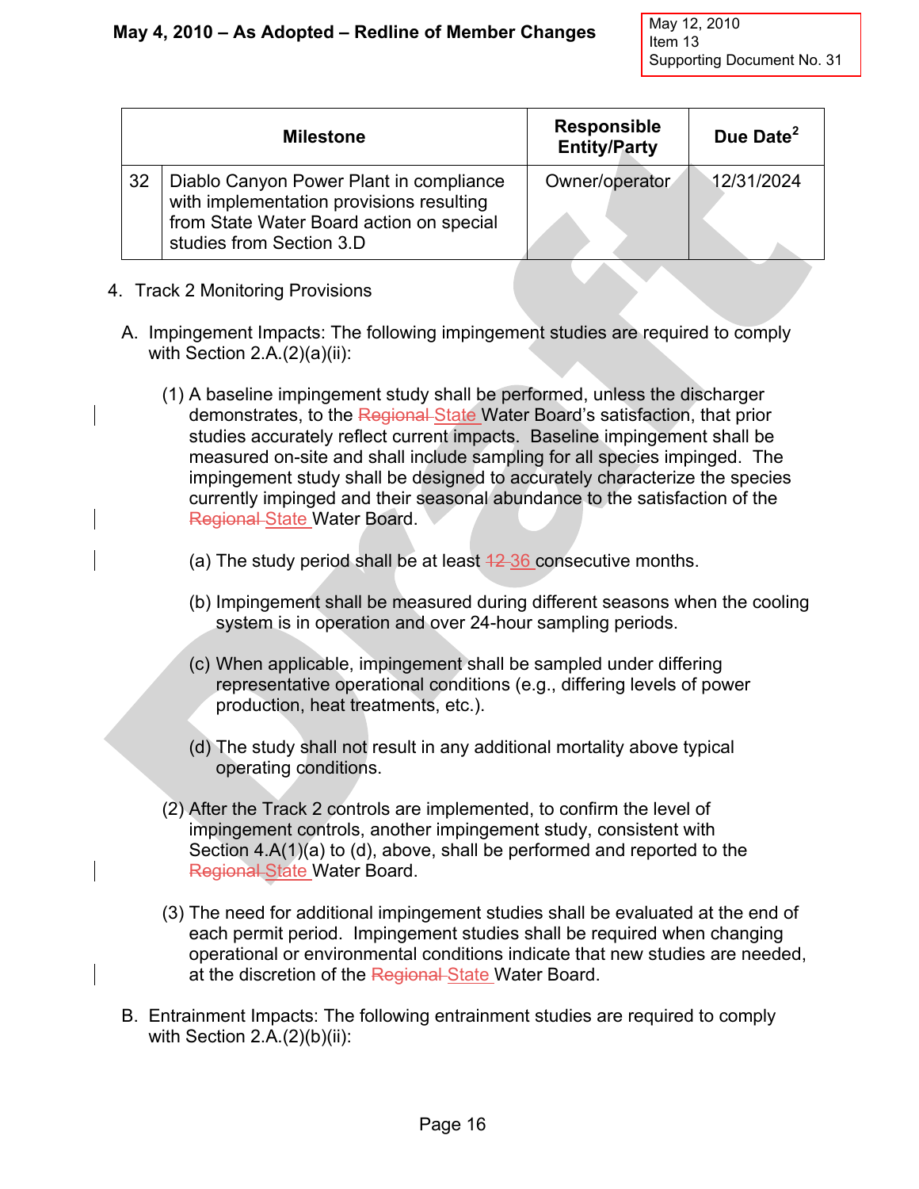| Milestone | | Responsible Entity/Party | Due Date[2] |
|---|---|---|---|
| 32 | Diablo Canyon Power Plant in compliance with implementation provisions resulting from State Water Board action on special studies from Section 3.D | Owner/operator | 12/31/2024 |

4. Track 2 Monitoring Provisions

   A. Impingement Impacts: The following impingement studies are required to comply with Section 2.A.(2)(a)(ii):

      (1) A baseline impingement study shall be performed, unless the discharger demonstrates, to the ~~Regional~~ State Water Board's satisfaction, that prior studies accurately reflect current impacts. Baseline impingement shall be measured on-site and shall include sampling for all species impinged. The impingement study shall be designed to accurately characterize the species currently impinged and their seasonal abundance to the satisfaction of the ~~Regional~~ State Water Board.

         (a) The study period shall be at least ~~12~~ 36 consecutive months.

         (b) Impingement shall be measured during different seasons when the cooling system is in operation and over 24-hour sampling periods.

         (c) When applicable, impingement shall be sampled under differing representative operational conditions (e.g., differing levels of power production, heat treatments, etc.).

         (d) The study shall not result in any additional mortality above typical operating conditions.

      (2) After the Track 2 controls are implemented, to confirm the level of impingement controls, another impingement study, consistent with Section 4.A(1)(a) to (d), above, shall be performed and reported to the ~~Regional~~ State Water Board.

      (3) The need for additional impingement studies shall be evaluated at the end of each permit period. Impingement studies shall be required when changing operational or environmental conditions indicate that new studies are needed, at the discretion of the ~~Regional~~ State Water Board.

   B. Entrainment Impacts: The following entrainment studies are required to comply with Section 2.A.(2)(b)(ii):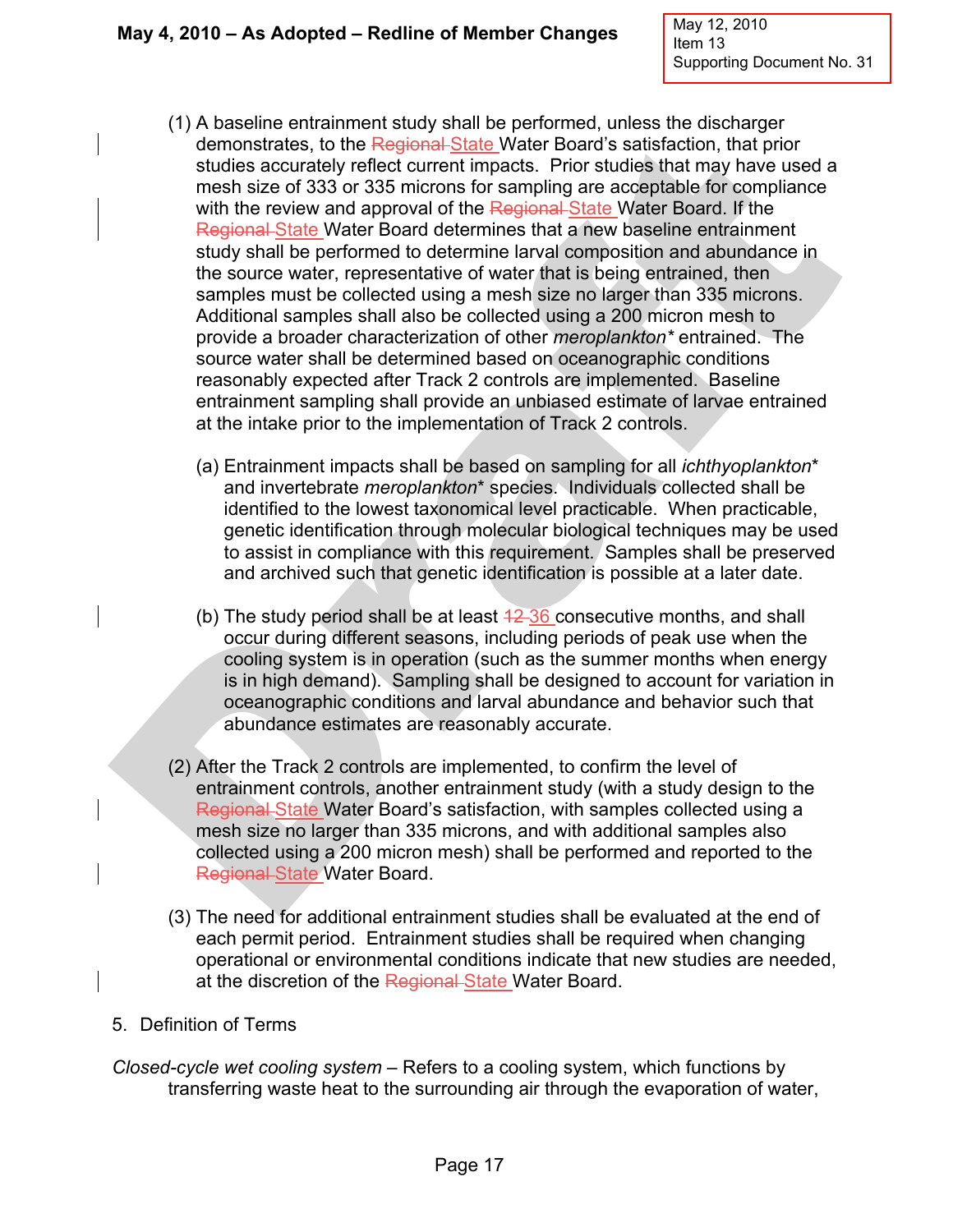(1) A baseline entrainment study shall be performed, unless the discharger demonstrates, to the ~~Regional~~ State Water Board's satisfaction, that prior studies accurately reflect current impacts. Prior studies that may have used a mesh size of 333 or 335 microns for sampling are acceptable for compliance with the review and approval of the ~~Regional~~ State Water Board. If the ~~Regional~~ State Water Board determines that a new baseline entrainment study shall be performed to determine larval composition and abundance in the source water, representative of water that is being entrained, then samples must be collected using a mesh size no larger than 335 microns. Additional samples shall also be collected using a 200 micron mesh to provide a broader characterization of other *meroplankton** entrained. The source water shall be determined based on oceanographic conditions reasonably expected after Track 2 controls are implemented. Baseline entrainment sampling shall provide an unbiased estimate of larvae entrained at the intake prior to the implementation of Track 2 controls.

   (a) Entrainment impacts shall be based on sampling for all *ichthyoplankton** and invertebrate *meroplankton** species. Individuals collected shall be identified to the lowest taxonomical level practicable. When practicable, genetic identification through molecular biological techniques may be used to assist in compliance with this requirement. Samples shall be preserved and archived such that genetic identification is possible at a later date.

   (b) The study period shall be at least ~~12~~ 36 consecutive months, and shall occur during different seasons, including periods of peak use when the cooling system is in operation (such as the summer months when energy is in high demand). Sampling shall be designed to account for variation in oceanographic conditions and larval abundance and behavior such that abundance estimates are reasonably accurate.

(2) After the Track 2 controls are implemented, to confirm the level of entrainment controls, another entrainment study (with a study design to the ~~Regional~~ State Water Board's satisfaction, with samples collected using a mesh size no larger than 335 microns, and with additional samples also collected using a 200 micron mesh) shall be performed and reported to the ~~Regional~~ State Water Board.

(3) The need for additional entrainment studies shall be evaluated at the end of each permit period. Entrainment studies shall be required when changing operational or environmental conditions indicate that new studies are needed, at the discretion of the ~~Regional~~ State Water Board.

5. Definition of Terms

*Closed-cycle wet cooling system* – Refers to a cooling system, which functions by transferring waste heat to the surrounding air through the evaporation of water,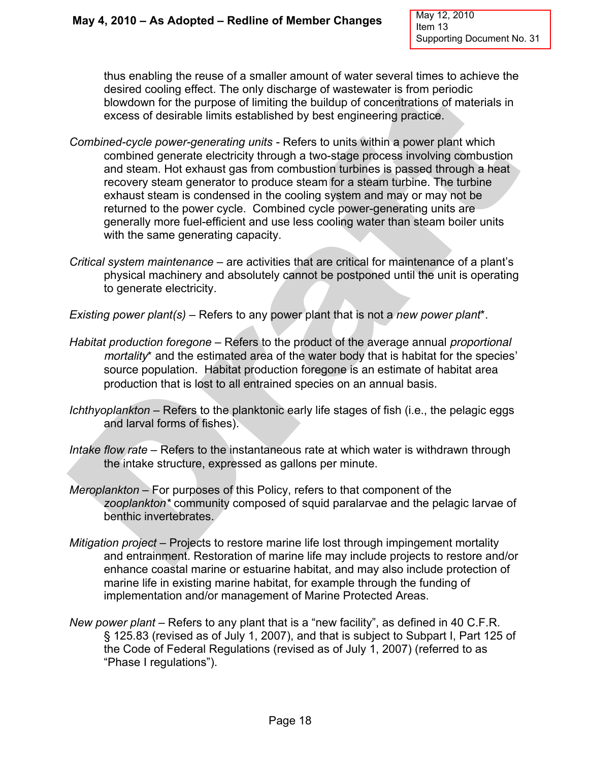thus enabling the reuse of a smaller amount of water several times to achieve the desired cooling effect. The only discharge of wastewater is from periodic blowdown for the purpose of limiting the buildup of concentrations of materials in excess of desirable limits established by best engineering practice.

*Combined-cycle power-generating units* - Refers to units within a power plant which combined generate electricity through a two-stage process involving combustion and steam. Hot exhaust gas from combustion turbines is passed through a heat recovery steam generator to produce steam for a steam turbine. The turbine exhaust steam is condensed in the cooling system and may or may not be returned to the power cycle. Combined cycle power-generating units are generally more fuel-efficient and use less cooling water than steam boiler units with the same generating capacity.

*Critical system maintenance* – are activities that are critical for maintenance of a plant's physical machinery and absolutely cannot be postponed until the unit is operating to generate electricity.

*Existing power plant(s)* – Refers to any power plant that is not a *new power plant*\*.

*Habitat production foregone* – Refers to the product of the average annual *proportional mortality*\* and the estimated area of the water body that is habitat for the species' source population. Habitat production foregone is an estimate of habitat area production that is lost to all entrained species on an annual basis.

*Ichthyoplankton* – Refers to the planktonic early life stages of fish (i.e., the pelagic eggs and larval forms of fishes).

*Intake flow rate* – Refers to the instantaneous rate at which water is withdrawn through the intake structure, expressed as gallons per minute.

*Meroplankton* – For purposes of this Policy, refers to that component of the *zooplankton\** community composed of squid paralarvae and the pelagic larvae of benthic invertebrates.

*Mitigation project* – Projects to restore marine life lost through impingement mortality and entrainment. Restoration of marine life may include projects to restore and/or enhance coastal marine or estuarine habitat, and may also include protection of marine life in existing marine habitat, for example through the funding of implementation and/or management of Marine Protected Areas.

*New power plant* – Refers to any plant that is a "new facility", as defined in 40 C.F.R. § 125.83 (revised as of July 1, 2007), and that is subject to Subpart I, Part 125 of the Code of Federal Regulations (revised as of July 1, 2007) (referred to as "Phase I regulations").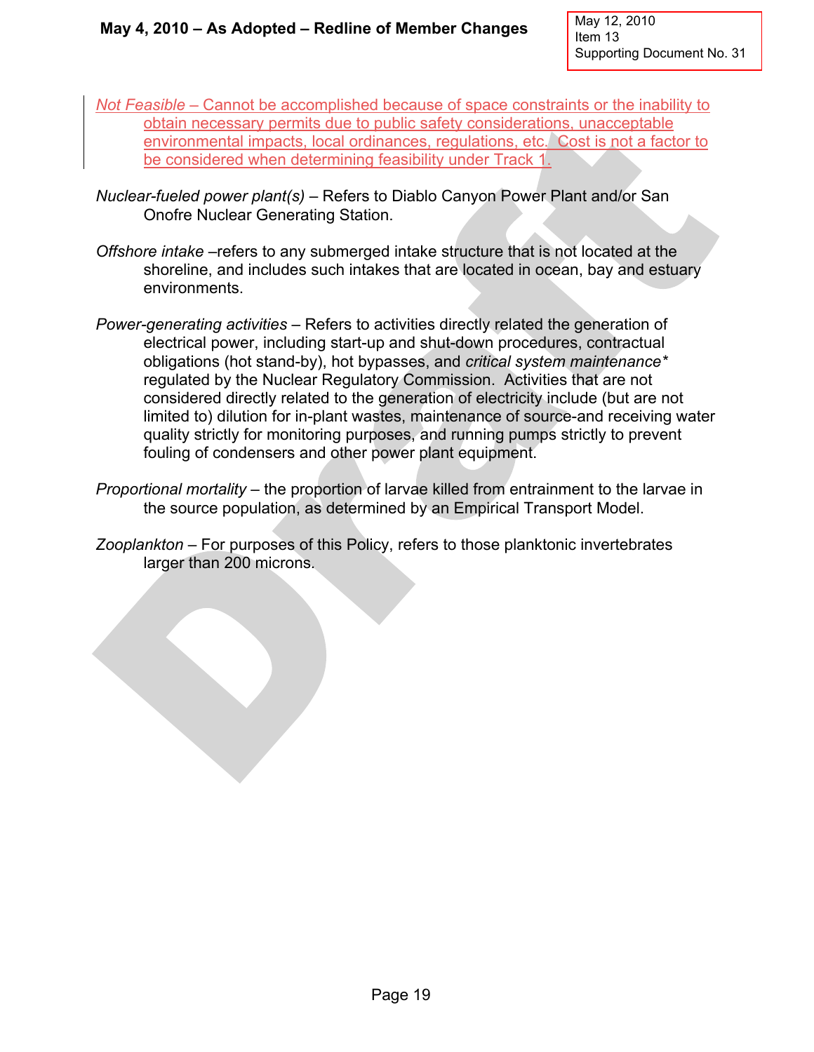*Not Feasible* – Cannot be accomplished because of space constraints or the inability to obtain necessary permits due to public safety considerations, unacceptable environmental impacts, local ordinances, regulations, etc. Cost is not a factor to be considered when determining feasibility under Track 1.

*Nuclear-fueled power plant(s)* – Refers to Diablo Canyon Power Plant and/or San Onofre Nuclear Generating Station.

*Offshore intake* –refers to any submerged intake structure that is not located at the shoreline, and includes such intakes that are located in ocean, bay and estuary environments.

*Power-generating activities* – Refers to activities directly related the generation of electrical power, including start-up and shut-down procedures, contractual obligations (hot stand-by), hot bypasses, and *critical system maintenance** regulated by the Nuclear Regulatory Commission. Activities that are not considered directly related to the generation of electricity include (but are not limited to) dilution for in-plant wastes, maintenance of source-and receiving water quality strictly for monitoring purposes, and running pumps strictly to prevent fouling of condensers and other power plant equipment.

*Proportional mortality* – the proportion of larvae killed from entrainment to the larvae in the source population, as determined by an Empirical Transport Model.

*Zooplankton* – For purposes of this Policy, refers to those planktonic invertebrates larger than 200 microns.